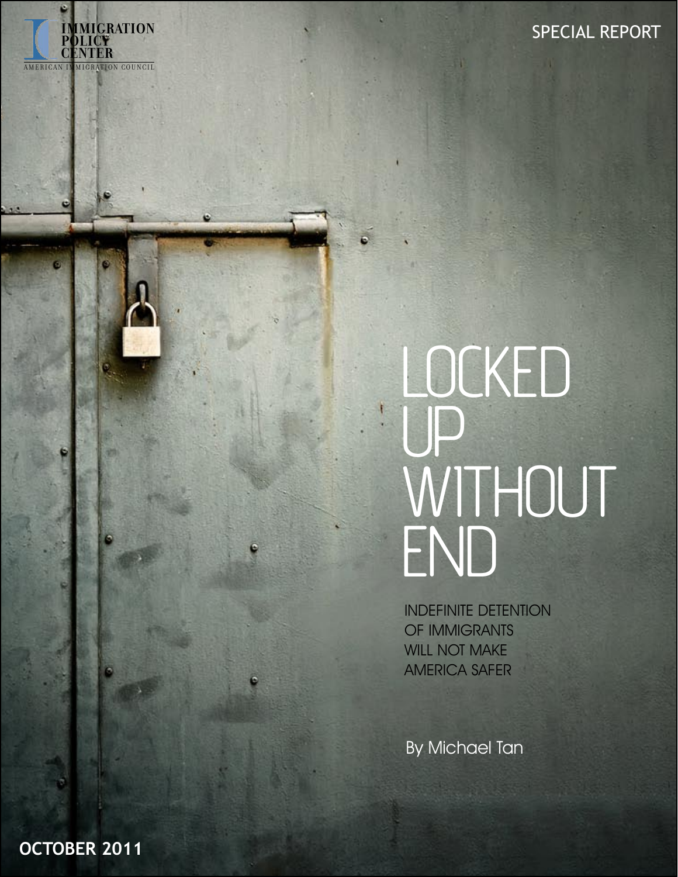IMMIGRATION POLICY CENTER

AMERICAN IMMIGRATION COUNCIL

SPECIAL REPORT

# LOCKED UP WITHOUT END

## INDEFINITE DETENTION OF IMMIGRANTS WILL NOT MAKE AMERICA SAFER

By Michael Tan

**OCTOBER 2011**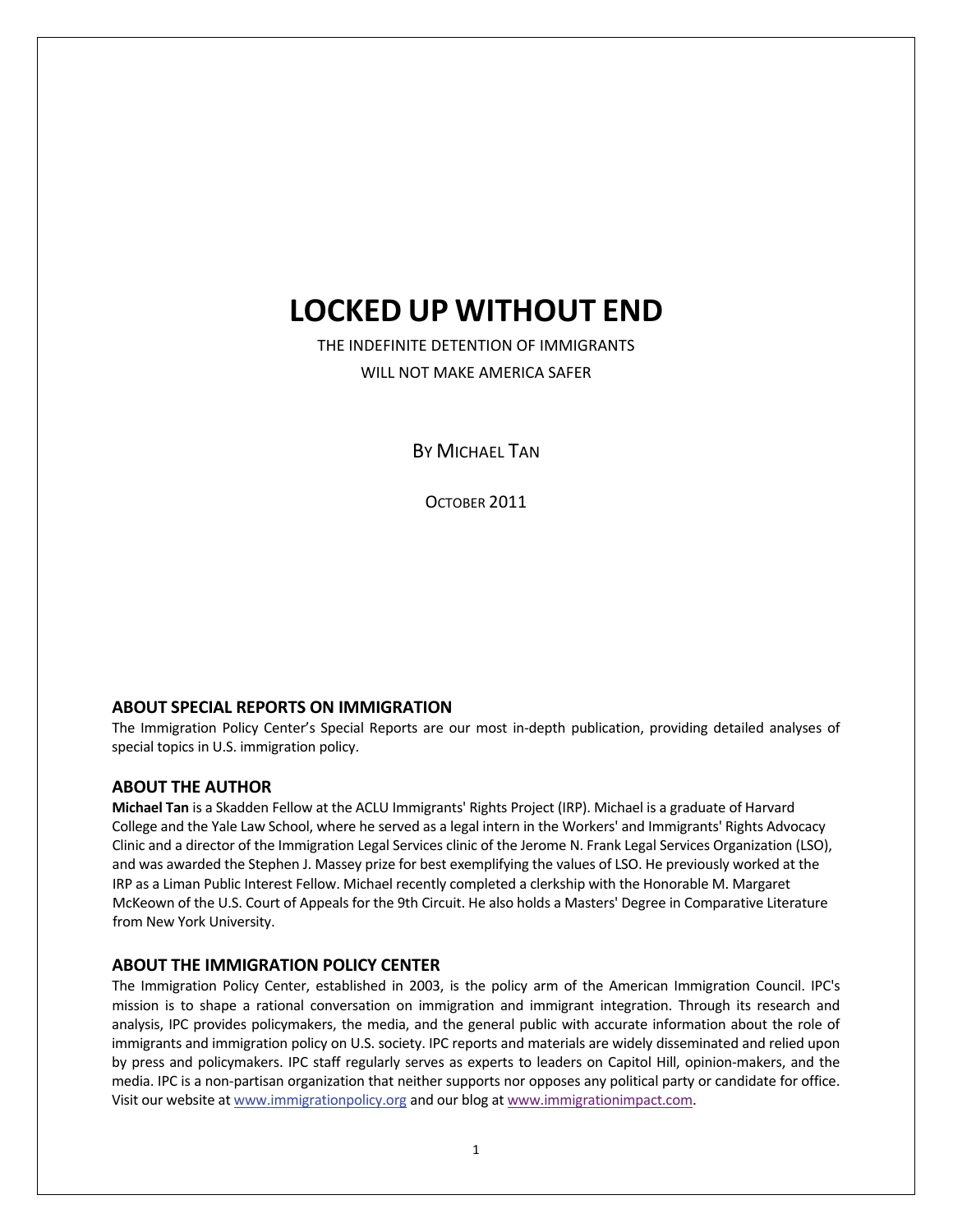# LOCKED UP WITHOUT END

THE INDEFINITE DETENTION OF IMMIGRANTS

WILL NOT MAKE AMERICA SAFER

BY MICHAEL TAN

OCTOBER 2011

## ABOUT SPECIAL REPORTS ON IMMIGRATION

The Immigration Policy Center's Special Reports are our most in-depth publication, providing detailed analyses of special topics in U.S. immigration policy.

## ABOUT THE AUTHOR

**Michael Tan** is a Skadden Fellow at the ACLU Immigrants' Rights Project (IRP). Michael is a graduate of Harvard College and the Yale Law School, where he served as a legal intern in the Workers' and Immigrants' Rights Advocacy Clinic and a director of the Immigration Legal Services clinic of the Jerome N. Frank Legal Services Organization (LSO), and was awarded the Stephen J. Massey prize for best exemplifying the values of LSO. He previously worked at the IRP as a Liman Public Interest Fellow. Michael recently completed a clerkship with the Honorable M. Margaret McKeown of the U.S. Court of Appeals for the 9th Circuit. He also holds a Masters' Degree in Comparative Literature from New York University.

## ABOUT THE IMMIGRATION POLICY CENTER

The Immigration Policy Center, established in 2003, is the policy arm of the American Immigration Council. IPC's mission is to shape a rational conversation on immigration and immigrant integration. Through its research and analysis, IPC provides policymakers, the media, and the general public with accurate information about the role of immigrants and immigration policy on U.S. society. IPC reports and materials are widely disseminated and relied upon by press and policymakers. IPC staff regularly serves as experts to leaders on Capitol Hill, opinion-makers, and the media. IPC is a non-partisan organization that neither supports nor opposes any political party or candidate for office. Visit our website at www.immigrationpolicy.org and our blog at www.immigrationimpact.com.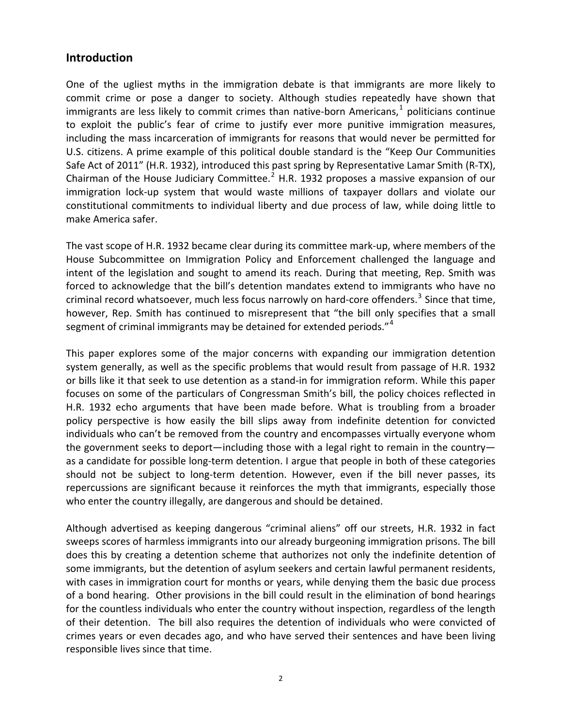## Introduction

One of the ugliest myths in the immigration debate is that immigrants are more likely to commit crime or pose a danger to society. Although studies repeatedly have shown that immigrants are less likely to commit crimes than native-born Americans,[1] politicians continue to exploit the public's fear of crime to justify ever more punitive immigration measures, including the mass incarceration of immigrants for reasons that would never be permitted for U.S. citizens. A prime example of this political double standard is the "Keep Our Communities Safe Act of 2011" (H.R. 1932), introduced this past spring by Representative Lamar Smith (R-TX), Chairman of the House Judiciary Committee.[2] H.R. 1932 proposes a massive expansion of our immigration lock-up system that would waste millions of taxpayer dollars and violate our constitutional commitments to individual liberty and due process of law, while doing little to make America safer.

The vast scope of H.R. 1932 became clear during its committee mark-up, where members of the House Subcommittee on Immigration Policy and Enforcement challenged the language and intent of the legislation and sought to amend its reach. During that meeting, Rep. Smith was forced to acknowledge that the bill's detention mandates extend to immigrants who have no criminal record whatsoever, much less focus narrowly on hard-core offenders.[3] Since that time, however, Rep. Smith has continued to misrepresent that "the bill only specifies that a small segment of criminal immigrants may be detained for extended periods."[4]

This paper explores some of the major concerns with expanding our immigration detention system generally, as well as the specific problems that would result from passage of H.R. 1932 or bills like it that seek to use detention as a stand-in for immigration reform. While this paper focuses on some of the particulars of Congressman Smith's bill, the policy choices reflected in H.R. 1932 echo arguments that have been made before. What is troubling from a broader policy perspective is how easily the bill slips away from indefinite detention for convicted individuals who can't be removed from the country and encompasses virtually everyone whom the government seeks to deport—including those with a legal right to remain in the country—as a candidate for possible long-term detention. I argue that people in both of these categories should not be subject to long-term detention. However, even if the bill never passes, its repercussions are significant because it reinforces the myth that immigrants, especially those who enter the country illegally, are dangerous and should be detained.

Although advertised as keeping dangerous "criminal aliens" off our streets, H.R. 1932 in fact sweeps scores of harmless immigrants into our already burgeoning immigration prisons. The bill does this by creating a detention scheme that authorizes not only the indefinite detention of some immigrants, but the detention of asylum seekers and certain lawful permanent residents, with cases in immigration court for months or years, while denying them the basic due process of a bond hearing. Other provisions in the bill could result in the elimination of bond hearings for the countless individuals who enter the country without inspection, regardless of the length of their detention. The bill also requires the detention of individuals who were convicted of crimes years or even decades ago, and who have served their sentences and have been living responsible lives since that time.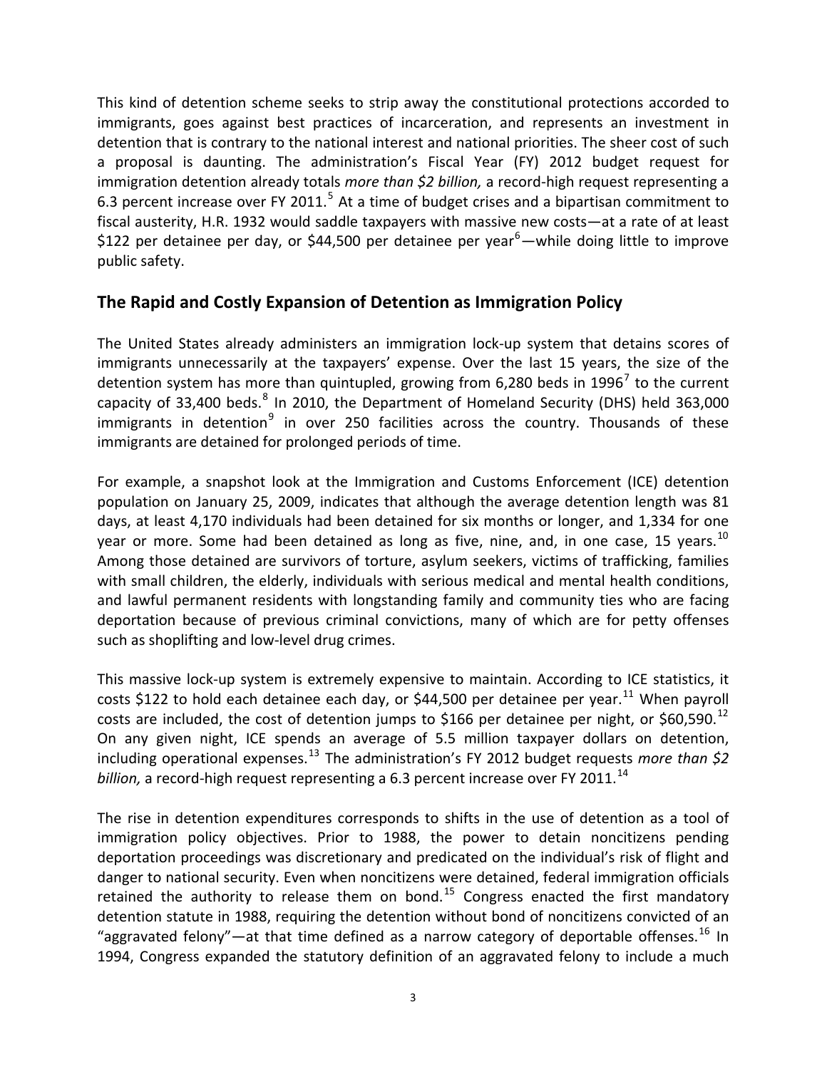This kind of detention scheme seeks to strip away the constitutional protections accorded to immigrants, goes against best practices of incarceration, and represents an investment in detention that is contrary to the national interest and national priorities. The sheer cost of such a proposal is daunting. The administration's Fiscal Year (FY) 2012 budget request for immigration detention already totals *more than $2 billion,* a record-high request representing a 6.3 percent increase over FY 2011.[5] At a time of budget crises and a bipartisan commitment to fiscal austerity, H.R. 1932 would saddle taxpayers with massive new costs—at a rate of at least $122 per detainee per day, or $44,500 per detainee per year[6]—while doing little to improve public safety.

## The Rapid and Costly Expansion of Detention as Immigration Policy

The United States already administers an immigration lock-up system that detains scores of immigrants unnecessarily at the taxpayers' expense. Over the last 15 years, the size of the detention system has more than quintupled, growing from 6,280 beds in 1996[7] to the current capacity of 33,400 beds.[8] In 2010, the Department of Homeland Security (DHS) held 363,000 immigrants in detention[9] in over 250 facilities across the country. Thousands of these immigrants are detained for prolonged periods of time.

For example, a snapshot look at the Immigration and Customs Enforcement (ICE) detention population on January 25, 2009, indicates that although the average detention length was 81 days, at least 4,170 individuals had been detained for six months or longer, and 1,334 for one year or more. Some had been detained as long as five, nine, and, in one case, 15 years.[10] Among those detained are survivors of torture, asylum seekers, victims of trafficking, families with small children, the elderly, individuals with serious medical and mental health conditions, and lawful permanent residents with longstanding family and community ties who are facing deportation because of previous criminal convictions, many of which are for petty offenses such as shoplifting and low-level drug crimes.

This massive lock-up system is extremely expensive to maintain. According to ICE statistics, it costs $122 to hold each detainee each day, or $44,500 per detainee per year.[11] When payroll costs are included, the cost of detention jumps to $166 per detainee per night, or $60,590.[12] On any given night, ICE spends an average of 5.5 million taxpayer dollars on detention, including operational expenses.[13] The administration's FY 2012 budget requests *more than $2 billion,* a record-high request representing a 6.3 percent increase over FY 2011.[14]

The rise in detention expenditures corresponds to shifts in the use of detention as a tool of immigration policy objectives. Prior to 1988, the power to detain noncitizens pending deportation proceedings was discretionary and predicated on the individual's risk of flight and danger to national security. Even when noncitizens were detained, federal immigration officials retained the authority to release them on bond.[15] Congress enacted the first mandatory detention statute in 1988, requiring the detention without bond of noncitizens convicted of an "aggravated felony"—at that time defined as a narrow category of deportable offenses.[16] In 1994, Congress expanded the statutory definition of an aggravated felony to include a much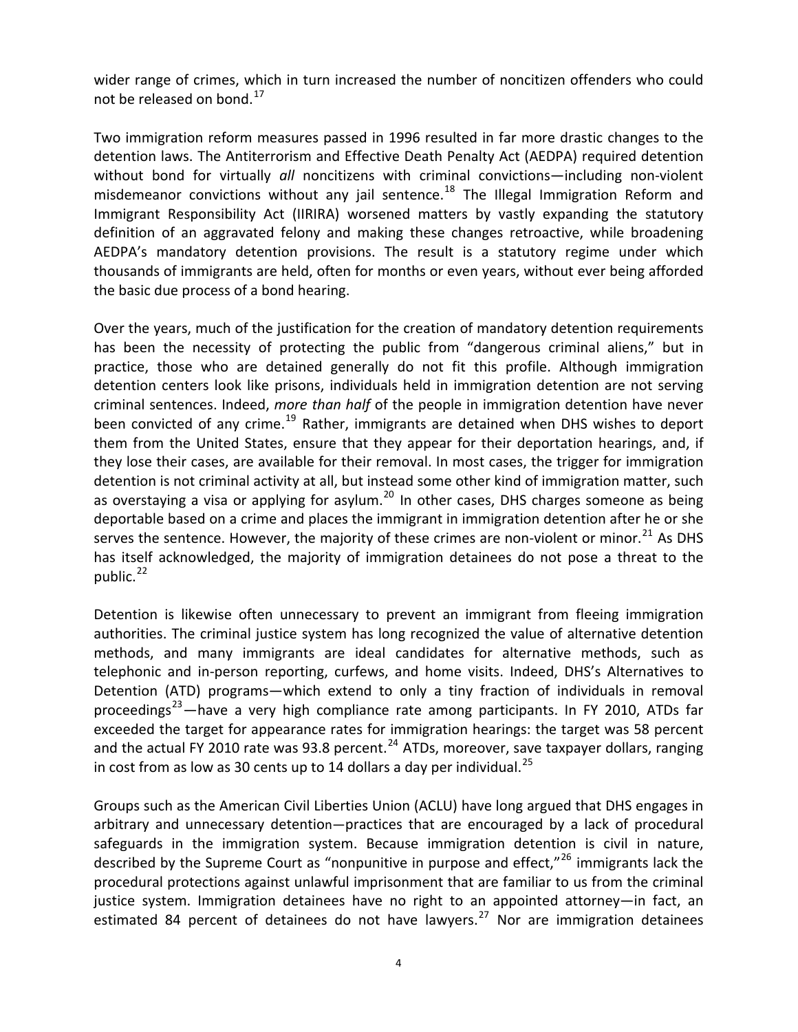wider range of crimes, which in turn increased the number of noncitizen offenders who could not be released on bond.[17]

Two immigration reform measures passed in 1996 resulted in far more drastic changes to the detention laws. The Antiterrorism and Effective Death Penalty Act (AEDPA) required detention without bond for virtually *all* noncitizens with criminal convictions—including non-violent misdemeanor convictions without any jail sentence.[18] The Illegal Immigration Reform and Immigrant Responsibility Act (IIRIRA) worsened matters by vastly expanding the statutory definition of an aggravated felony and making these changes retroactive, while broadening AEDPA's mandatory detention provisions. The result is a statutory regime under which thousands of immigrants are held, often for months or even years, without ever being afforded the basic due process of a bond hearing.

Over the years, much of the justification for the creation of mandatory detention requirements has been the necessity of protecting the public from "dangerous criminal aliens," but in practice, those who are detained generally do not fit this profile. Although immigration detention centers look like prisons, individuals held in immigration detention are not serving criminal sentences. Indeed, *more than half* of the people in immigration detention have never been convicted of any crime.[19] Rather, immigrants are detained when DHS wishes to deport them from the United States, ensure that they appear for their deportation hearings, and, if they lose their cases, are available for their removal. In most cases, the trigger for immigration detention is not criminal activity at all, but instead some other kind of immigration matter, such as overstaying a visa or applying for asylum.[20] In other cases, DHS charges someone as being deportable based on a crime and places the immigrant in immigration detention after he or she serves the sentence. However, the majority of these crimes are non-violent or minor.[21] As DHS has itself acknowledged, the majority of immigration detainees do not pose a threat to the public.[22]

Detention is likewise often unnecessary to prevent an immigrant from fleeing immigration authorities. The criminal justice system has long recognized the value of alternative detention methods, and many immigrants are ideal candidates for alternative methods, such as telephonic and in-person reporting, curfews, and home visits. Indeed, DHS's Alternatives to Detention (ATD) programs—which extend to only a tiny fraction of individuals in removal proceedings[23]—have a very high compliance rate among participants. In FY 2010, ATDs far exceeded the target for appearance rates for immigration hearings: the target was 58 percent and the actual FY 2010 rate was 93.8 percent.[24] ATDs, moreover, save taxpayer dollars, ranging in cost from as low as 30 cents up to 14 dollars a day per individual.[25]

Groups such as the American Civil Liberties Union (ACLU) have long argued that DHS engages in arbitrary and unnecessary detention—practices that are encouraged by a lack of procedural safeguards in the immigration system. Because immigration detention is civil in nature, described by the Supreme Court as "nonpunitive in purpose and effect,"[26] immigrants lack the procedural protections against unlawful imprisonment that are familiar to us from the criminal justice system. Immigration detainees have no right to an appointed attorney—in fact, an estimated 84 percent of detainees do not have lawyers.[27] Nor are immigration detainees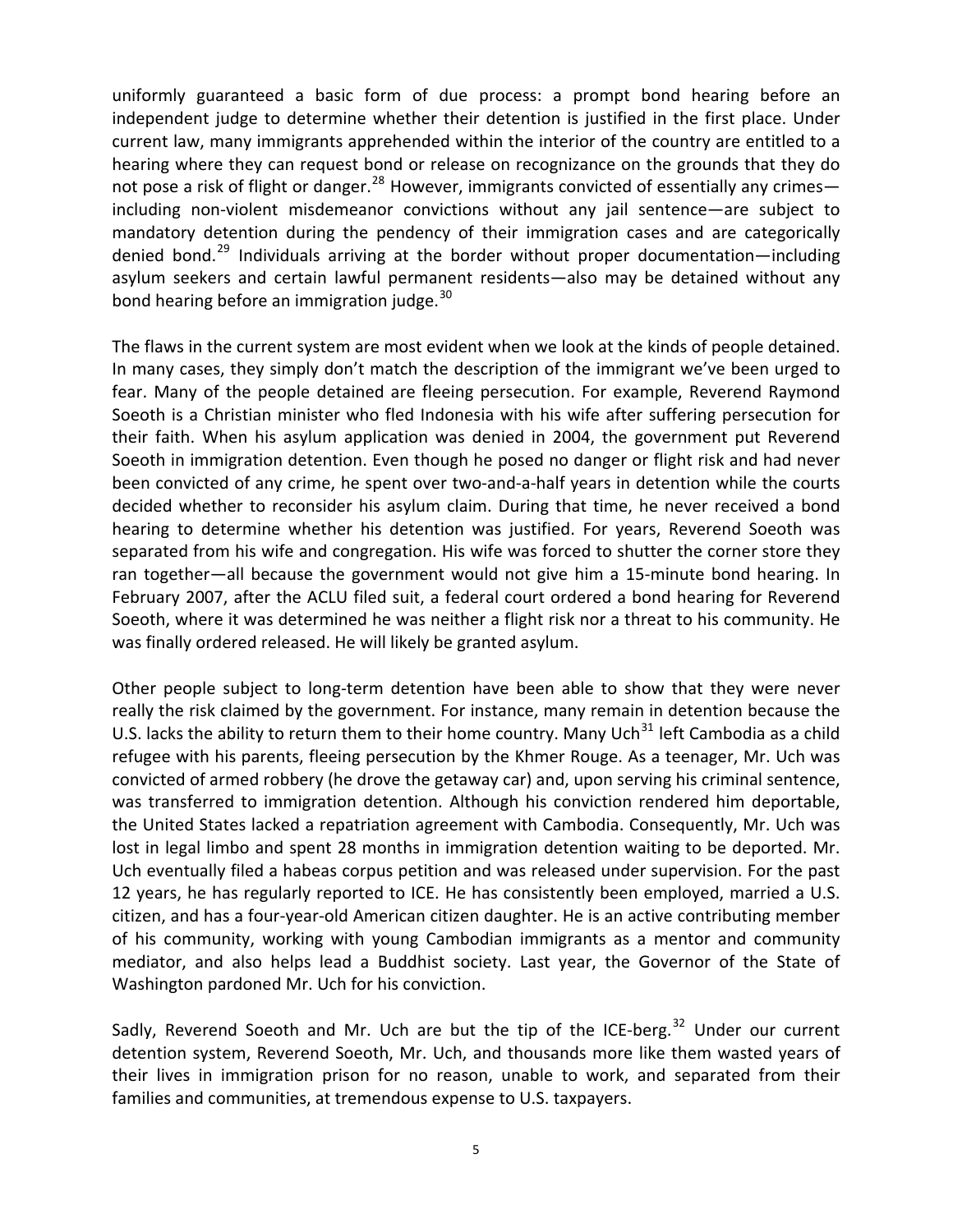uniformly guaranteed a basic form of due process: a prompt bond hearing before an independent judge to determine whether their detention is justified in the first place. Under current law, many immigrants apprehended within the interior of the country are entitled to a hearing where they can request bond or release on recognizance on the grounds that they do not pose a risk of flight or danger.[28] However, immigrants convicted of essentially any crimes—including non-violent misdemeanor convictions without any jail sentence—are subject to mandatory detention during the pendency of their immigration cases and are categorically denied bond.[29] Individuals arriving at the border without proper documentation—including asylum seekers and certain lawful permanent residents—also may be detained without any bond hearing before an immigration judge.[30]

The flaws in the current system are most evident when we look at the kinds of people detained. In many cases, they simply don't match the description of the immigrant we've been urged to fear. Many of the people detained are fleeing persecution. For example, Reverend Raymond Soeoth is a Christian minister who fled Indonesia with his wife after suffering persecution for their faith. When his asylum application was denied in 2004, the government put Reverend Soeoth in immigration detention. Even though he posed no danger or flight risk and had never been convicted of any crime, he spent over two-and-a-half years in detention while the courts decided whether to reconsider his asylum claim. During that time, he never received a bond hearing to determine whether his detention was justified. For years, Reverend Soeoth was separated from his wife and congregation. His wife was forced to shutter the corner store they ran together—all because the government would not give him a 15-minute bond hearing. In February 2007, after the ACLU filed suit, a federal court ordered a bond hearing for Reverend Soeoth, where it was determined he was neither a flight risk nor a threat to his community. He was finally ordered released. He will likely be granted asylum.

Other people subject to long-term detention have been able to show that they were never really the risk claimed by the government. For instance, many remain in detention because the U.S. lacks the ability to return them to their home country. Many Uch[31] left Cambodia as a child refugee with his parents, fleeing persecution by the Khmer Rouge. As a teenager, Mr. Uch was convicted of armed robbery (he drove the getaway car) and, upon serving his criminal sentence, was transferred to immigration detention. Although his conviction rendered him deportable, the United States lacked a repatriation agreement with Cambodia. Consequently, Mr. Uch was lost in legal limbo and spent 28 months in immigration detention waiting to be deported. Mr. Uch eventually filed a habeas corpus petition and was released under supervision. For the past 12 years, he has regularly reported to ICE. He has consistently been employed, married a U.S. citizen, and has a four-year-old American citizen daughter. He is an active contributing member of his community, working with young Cambodian immigrants as a mentor and community mediator, and also helps lead a Buddhist society. Last year, the Governor of the State of Washington pardoned Mr. Uch for his conviction.

Sadly, Reverend Soeoth and Mr. Uch are but the tip of the ICE-berg.[32] Under our current detention system, Reverend Soeoth, Mr. Uch, and thousands more like them wasted years of their lives in immigration prison for no reason, unable to work, and separated from their families and communities, at tremendous expense to U.S. taxpayers.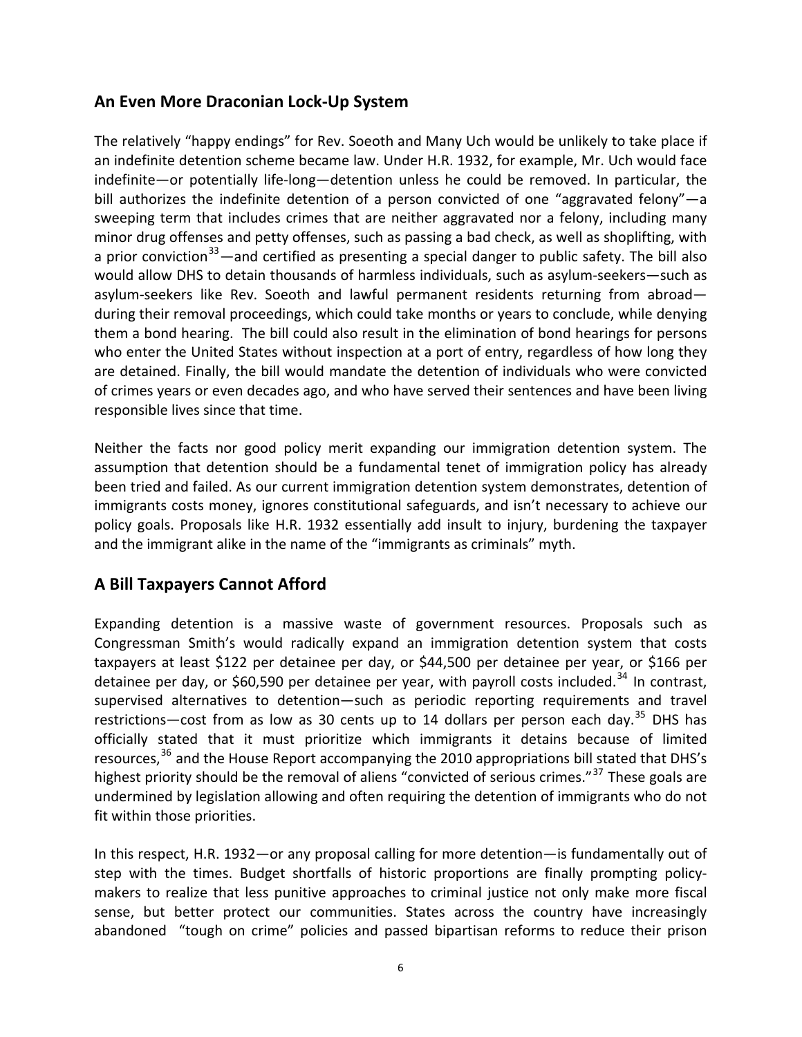## An Even More Draconian Lock-Up System

The relatively "happy endings" for Rev. Soeoth and Many Uch would be unlikely to take place if an indefinite detention scheme became law. Under H.R. 1932, for example, Mr. Uch would face indefinite—or potentially life-long—detention unless he could be removed. In particular, the bill authorizes the indefinite detention of a person convicted of one "aggravated felony"—a sweeping term that includes crimes that are neither aggravated nor a felony, including many minor drug offenses and petty offenses, such as passing a bad check, as well as shoplifting, with a prior conviction[33]—and certified as presenting a special danger to public safety. The bill also would allow DHS to detain thousands of harmless individuals, such as asylum-seekers—such as asylum-seekers like Rev. Soeoth and lawful permanent residents returning from abroad—during their removal proceedings, which could take months or years to conclude, while denying them a bond hearing. The bill could also result in the elimination of bond hearings for persons who enter the United States without inspection at a port of entry, regardless of how long they are detained. Finally, the bill would mandate the detention of individuals who were convicted of crimes years or even decades ago, and who have served their sentences and have been living responsible lives since that time.

Neither the facts nor good policy merit expanding our immigration detention system. The assumption that detention should be a fundamental tenet of immigration policy has already been tried and failed. As our current immigration detention system demonstrates, detention of immigrants costs money, ignores constitutional safeguards, and isn't necessary to achieve our policy goals. Proposals like H.R. 1932 essentially add insult to injury, burdening the taxpayer and the immigrant alike in the name of the "immigrants as criminals" myth.

## A Bill Taxpayers Cannot Afford

Expanding detention is a massive waste of government resources. Proposals such as Congressman Smith's would radically expand an immigration detention system that costs taxpayers at least $122 per detainee per day, or $44,500 per detainee per year, or $166 per detainee per day, or $60,590 per detainee per year, with payroll costs included.[34] In contrast, supervised alternatives to detention—such as periodic reporting requirements and travel restrictions—cost from as low as 30 cents up to 14 dollars per person each day.[35] DHS has officially stated that it must prioritize which immigrants it detains because of limited resources,[36] and the House Report accompanying the 2010 appropriations bill stated that DHS's highest priority should be the removal of aliens "convicted of serious crimes."[37] These goals are undermined by legislation allowing and often requiring the detention of immigrants who do not fit within those priorities.

In this respect, H.R. 1932—or any proposal calling for more detention—is fundamentally out of step with the times. Budget shortfalls of historic proportions are finally prompting policy-makers to realize that less punitive approaches to criminal justice not only make more fiscal sense, but better protect our communities. States across the country have increasingly abandoned "tough on crime" policies and passed bipartisan reforms to reduce their prison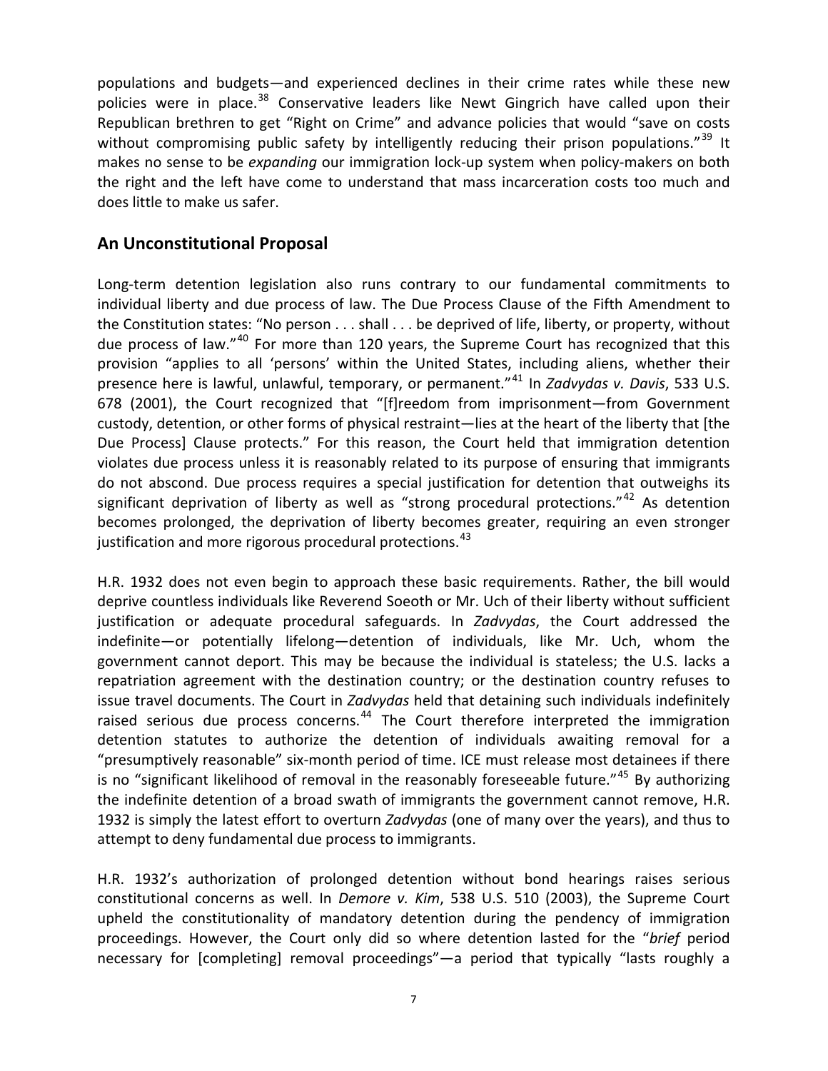populations and budgets—and experienced declines in their crime rates while these new policies were in place.[38] Conservative leaders like Newt Gingrich have called upon their Republican brethren to get "Right on Crime" and advance policies that would "save on costs without compromising public safety by intelligently reducing their prison populations."[39] It makes no sense to be *expanding* our immigration lock-up system when policy-makers on both the right and the left have come to understand that mass incarceration costs too much and does little to make us safer.

## An Unconstitutional Proposal

Long-term detention legislation also runs contrary to our fundamental commitments to individual liberty and due process of law. The Due Process Clause of the Fifth Amendment to the Constitution states: "No person . . . shall . . . be deprived of life, liberty, or property, without due process of law."[40] For more than 120 years, the Supreme Court has recognized that this provision "applies to all 'persons' within the United States, including aliens, whether their presence here is lawful, unlawful, temporary, or permanent."[41] In *Zadvydas v. Davis*, 533 U.S. 678 (2001), the Court recognized that "[f]reedom from imprisonment—from Government custody, detention, or other forms of physical restraint—lies at the heart of the liberty that [the Due Process] Clause protects." For this reason, the Court held that immigration detention violates due process unless it is reasonably related to its purpose of ensuring that immigrants do not abscond. Due process requires a special justification for detention that outweighs its significant deprivation of liberty as well as "strong procedural protections."[42] As detention becomes prolonged, the deprivation of liberty becomes greater, requiring an even stronger justification and more rigorous procedural protections.[43]

H.R. 1932 does not even begin to approach these basic requirements. Rather, the bill would deprive countless individuals like Reverend Soeoth or Mr. Uch of their liberty without sufficient justification or adequate procedural safeguards. In *Zadvydas*, the Court addressed the indefinite—or potentially lifelong—detention of individuals, like Mr. Uch, whom the government cannot deport. This may be because the individual is stateless; the U.S. lacks a repatriation agreement with the destination country; or the destination country refuses to issue travel documents. The Court in *Zadvydas* held that detaining such individuals indefinitely raised serious due process concerns.[44] The Court therefore interpreted the immigration detention statutes to authorize the detention of individuals awaiting removal for a "presumptively reasonable" six-month period of time. ICE must release most detainees if there is no "significant likelihood of removal in the reasonably foreseeable future."[45] By authorizing the indefinite detention of a broad swath of immigrants the government cannot remove, H.R. 1932 is simply the latest effort to overturn *Zadvydas* (one of many over the years), and thus to attempt to deny fundamental due process to immigrants.

H.R. 1932's authorization of prolonged detention without bond hearings raises serious constitutional concerns as well. In *Demore v. Kim*, 538 U.S. 510 (2003), the Supreme Court upheld the constitutionality of mandatory detention during the pendency of immigration proceedings. However, the Court only did so where detention lasted for the "*brief* period necessary for [completing] removal proceedings"—a period that typically "lasts roughly a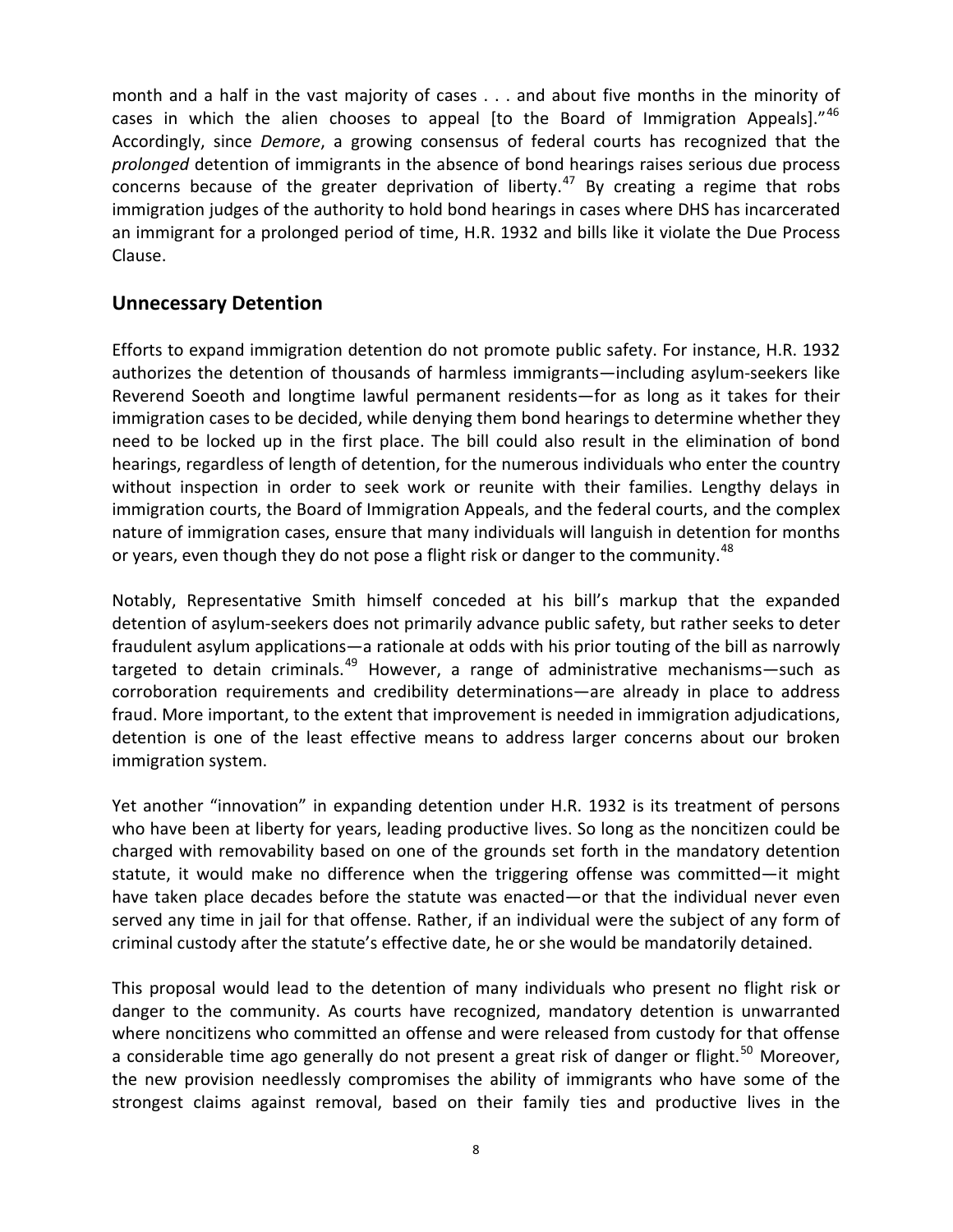month and a half in the vast majority of cases . . . and about five months in the minority of cases in which the alien chooses to appeal [to the Board of Immigration Appeals]."[46] Accordingly, since *Demore*, a growing consensus of federal courts has recognized that the *prolonged* detention of immigrants in the absence of bond hearings raises serious due process concerns because of the greater deprivation of liberty.[47] By creating a regime that robs immigration judges of the authority to hold bond hearings in cases where DHS has incarcerated an immigrant for a prolonged period of time, H.R. 1932 and bills like it violate the Due Process Clause.

## Unnecessary Detention

Efforts to expand immigration detention do not promote public safety. For instance, H.R. 1932 authorizes the detention of thousands of harmless immigrants—including asylum-seekers like Reverend Soeoth and longtime lawful permanent residents—for as long as it takes for their immigration cases to be decided, while denying them bond hearings to determine whether they need to be locked up in the first place. The bill could also result in the elimination of bond hearings, regardless of length of detention, for the numerous individuals who enter the country without inspection in order to seek work or reunite with their families. Lengthy delays in immigration courts, the Board of Immigration Appeals, and the federal courts, and the complex nature of immigration cases, ensure that many individuals will languish in detention for months or years, even though they do not pose a flight risk or danger to the community.[48]

Notably, Representative Smith himself conceded at his bill's markup that the expanded detention of asylum-seekers does not primarily advance public safety, but rather seeks to deter fraudulent asylum applications—a rationale at odds with his prior touting of the bill as narrowly targeted to detain criminals.[49] However, a range of administrative mechanisms—such as corroboration requirements and credibility determinations—are already in place to address fraud. More important, to the extent that improvement is needed in immigration adjudications, detention is one of the least effective means to address larger concerns about our broken immigration system.

Yet another "innovation" in expanding detention under H.R. 1932 is its treatment of persons who have been at liberty for years, leading productive lives. So long as the noncitizen could be charged with removability based on one of the grounds set forth in the mandatory detention statute, it would make no difference when the triggering offense was committed—it might have taken place decades before the statute was enacted—or that the individual never even served any time in jail for that offense. Rather, if an individual were the subject of any form of criminal custody after the statute's effective date, he or she would be mandatorily detained.

This proposal would lead to the detention of many individuals who present no flight risk or danger to the community. As courts have recognized, mandatory detention is unwarranted where noncitizens who committed an offense and were released from custody for that offense a considerable time ago generally do not present a great risk of danger or flight.[50] Moreover, the new provision needlessly compromises the ability of immigrants who have some of the strongest claims against removal, based on their family ties and productive lives in the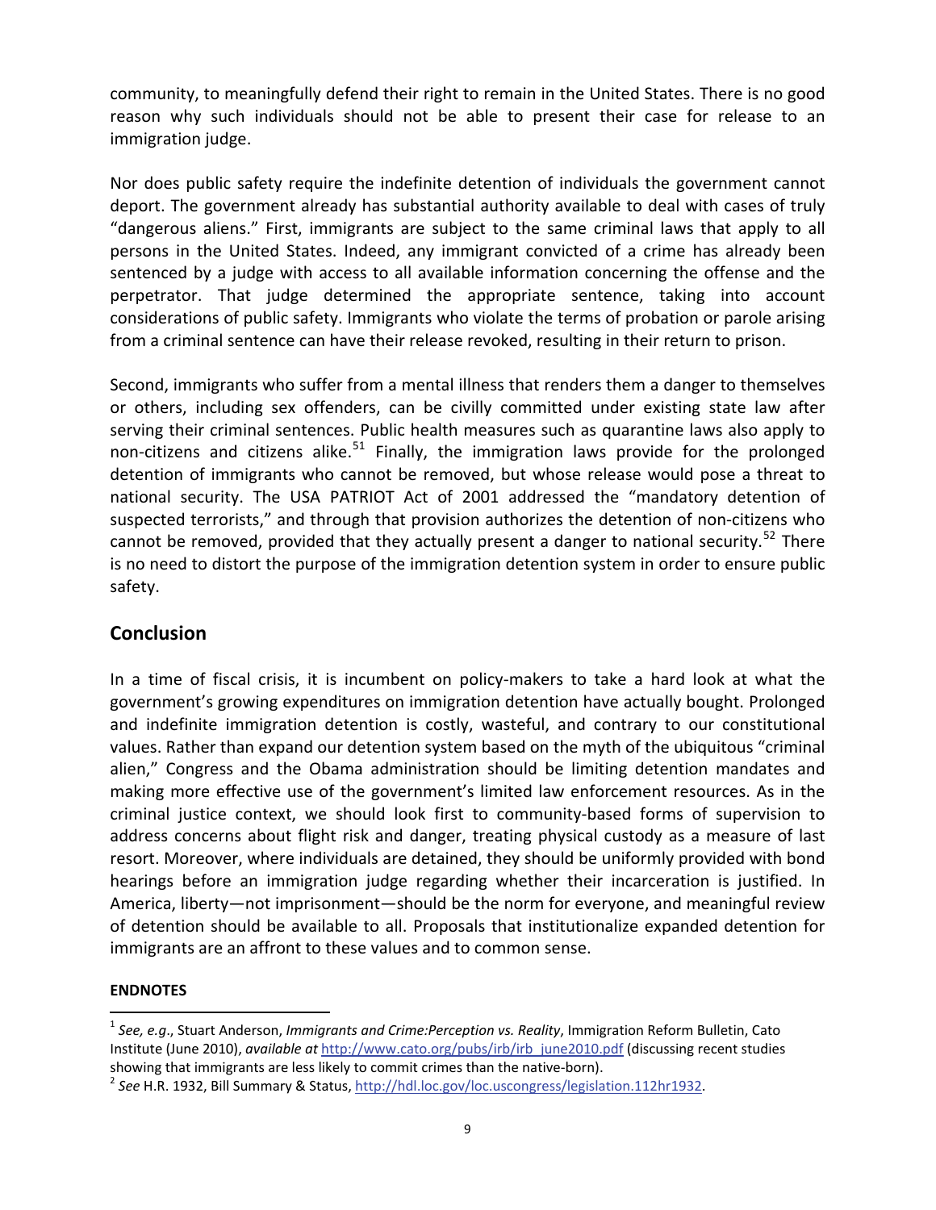community, to meaningfully defend their right to remain in the United States. There is no good reason why such individuals should not be able to present their case for release to an immigration judge.

Nor does public safety require the indefinite detention of individuals the government cannot deport. The government already has substantial authority available to deal with cases of truly "dangerous aliens." First, immigrants are subject to the same criminal laws that apply to all persons in the United States. Indeed, any immigrant convicted of a crime has already been sentenced by a judge with access to all available information concerning the offense and the perpetrator. That judge determined the appropriate sentence, taking into account considerations of public safety. Immigrants who violate the terms of probation or parole arising from a criminal sentence can have their release revoked, resulting in their return to prison.

Second, immigrants who suffer from a mental illness that renders them a danger to themselves or others, including sex offenders, can be civilly committed under existing state law after serving their criminal sentences. Public health measures such as quarantine laws also apply to non-citizens and citizens alike.[51] Finally, the immigration laws provide for the prolonged detention of immigrants who cannot be removed, but whose release would pose a threat to national security. The USA PATRIOT Act of 2001 addressed the "mandatory detention of suspected terrorists," and through that provision authorizes the detention of non-citizens who cannot be removed, provided that they actually present a danger to national security.[52] There is no need to distort the purpose of the immigration detention system in order to ensure public safety.

## Conclusion

In a time of fiscal crisis, it is incumbent on policy-makers to take a hard look at what the government's growing expenditures on immigration detention have actually bought. Prolonged and indefinite immigration detention is costly, wasteful, and contrary to our constitutional values. Rather than expand our detention system based on the myth of the ubiquitous "criminal alien," Congress and the Obama administration should be limiting detention mandates and making more effective use of the government's limited law enforcement resources. As in the criminal justice context, we should look first to community-based forms of supervision to address concerns about flight risk and danger, treating physical custody as a measure of last resort. Moreover, where individuals are detained, they should be uniformly provided with bond hearings before an immigration judge regarding whether their incarceration is justified. In America, liberty—not imprisonment—should be the norm for everyone, and meaningful review of detention should be available to all. Proposals that institutionalize expanded detention for immigrants are an affront to these values and to common sense.

**ENDNOTES**

[1] *See, e.g*., Stuart Anderson, *Immigrants and Crime:Perception vs. Reality*, Immigration Reform Bulletin, Cato Institute (June 2010), *available at* http://www.cato.org/pubs/irb/irb_june2010.pdf (discussing recent studies showing that immigrants are less likely to commit crimes than the native-born).

[2] *See* H.R. 1932, Bill Summary & Status, http://hdl.loc.gov/loc.uscongress/legislation.112hr1932.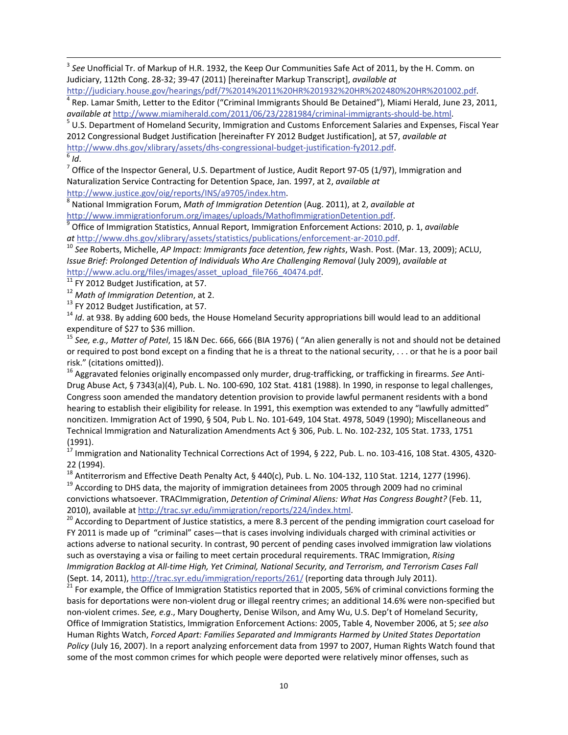[3] *See* Unofficial Tr. of Markup of H.R. 1932, the Keep Our Communities Safe Act of 2011, by the H. Comm. on Judiciary, 112th Cong. 28-32; 39-47 (2011) [hereinafter Markup Transcript], *available at* http://judiciary.house.gov/hearings/pdf/7%2014%2011%20HR%201932%20HR%202480%20HR%201002.pdf.

[4] Rep. Lamar Smith, Letter to the Editor ("Criminal Immigrants Should Be Detained"), Miami Herald, June 23, 2011, *available at* http://www.miamiherald.com/2011/06/23/2281984/criminal-immigrants-should-be.html.

[5] U.S. Department of Homeland Security, Immigration and Customs Enforcement Salaries and Expenses, Fiscal Year 2012 Congressional Budget Justification [hereinafter FY 2012 Budget Justification], at 57, *available at* http://www.dhs.gov/xlibrary/assets/dhs-congressional-budget-justification-fy2012.pdf.

[6] *Id*.

[7] Office of the Inspector General, U.S. Department of Justice, Audit Report 97-05 (1/97), Immigration and Naturalization Service Contracting for Detention Space, Jan. 1997, at 2, *available at* http://www.justice.gov/oig/reports/INS/a9705/index.htm.

[8] National Immigration Forum, *Math of Immigration Detention* (Aug. 2011), at 2, *available at* http://www.immigrationforum.org/images/uploads/MathofImmigrationDetention.pdf.

[9] Office of Immigration Statistics, Annual Report, Immigration Enforcement Actions: 2010, p. 1, *available at* http://www.dhs.gov/xlibrary/assets/statistics/publications/enforcement-ar-2010.pdf.

[10] *See* Roberts, Michelle, *AP Impact: Immigrants face detention, few rights*, Wash. Post. (Mar. 13, 2009); ACLU, *Issue Brief: Prolonged Detention of Individuals Who Are Challenging Removal* (July 2009), *available at* http://www.aclu.org/files/images/asset_upload_file766_40474.pdf.

[11] FY 2012 Budget Justification, at 57.

[12] *Math of Immigration Detention*, at 2.

[13] FY 2012 Budget Justification, at 57.

[14] *Id*. at 938. By adding 600 beds, the House Homeland Security appropriations bill would lead to an additional expenditure of $27 to $36 million.

[15] *See, e.g., Matter of Patel*, 15 I&N Dec. 666, 666 (BIA 1976) ( "An alien generally is not and should not be detained or required to post bond except on a finding that he is a threat to the national security, . . . or that he is a poor bail risk." (citations omitted)).

[16] Aggravated felonies originally encompassed only murder, drug-trafficking, or trafficking in firearms. *See* Anti-Drug Abuse Act, § 7343(a)(4), Pub. L. No. 100-690, 102 Stat. 4181 (1988). In 1990, in response to legal challenges, Congress soon amended the mandatory detention provision to provide lawful permanent residents with a bond hearing to establish their eligibility for release. In 1991, this exemption was extended to any "lawfully admitted" noncitizen. Immigration Act of 1990, § 504, Pub L. No. 101-649, 104 Stat. 4978, 5049 (1990); Miscellaneous and Technical Immigration and Naturalization Amendments Act § 306, Pub. L. No. 102-232, 105 Stat. 1733, 1751 (1991).

[17] Immigration and Nationality Technical Corrections Act of 1994, § 222, Pub. L. no. 103-416, 108 Stat. 4305, 4320-22 (1994).

[18] Antiterrorism and Effective Death Penalty Act, § 440(c), Pub. L. No. 104-132, 110 Stat. 1214, 1277 (1996).

[19] According to DHS data, the majority of immigration detainees from 2005 through 2009 had no criminal convictions whatsoever. TRACImmigration, *Detention of Criminal Aliens: What Has Congress Bought?* (Feb. 11, 2010), available at http://trac.syr.edu/immigration/reports/224/index.html.

[20] According to Department of Justice statistics, a mere 8.3 percent of the pending immigration court caseload for FY 2011 is made up of "criminal" cases—that is cases involving individuals charged with criminal activities or actions adverse to national security. In contrast, 90 percent of pending cases involved immigration law violations such as overstaying a visa or failing to meet certain procedural requirements. TRAC Immigration, *Rising Immigration Backlog at All-time High, Yet Criminal, National Security, and Terrorism Cases Fall* (Sept. 14, 2011), http://trac.syr.edu/immigration/reports/261/ (reporting data through July 2011).

[21] For example, the Office of Immigration Statistics reported that in 2005, 56% of criminal convictions forming the basis for deportations were non-violent drug or illegal reentry crimes; an additional 14.6% were non-specified but non-violent crimes. *See, e.g*., Mary Dougherty, Denise Wilson, and Amy Wu, U.S. Dep't of Homeland Security, Office of Immigration Statistics, Immigration Enforcement Actions: 2005, Table 4, November 2006, at 5; *see also* Human Rights Watch, *Forced Apart: Families Separated and Immigrants Harmed by United States Deportation Policy* (July 16, 2007). In a report analyzing enforcement data from 1997 to 2007, Human Rights Watch found that some of the most common crimes for which people were deported were relatively minor offenses, such as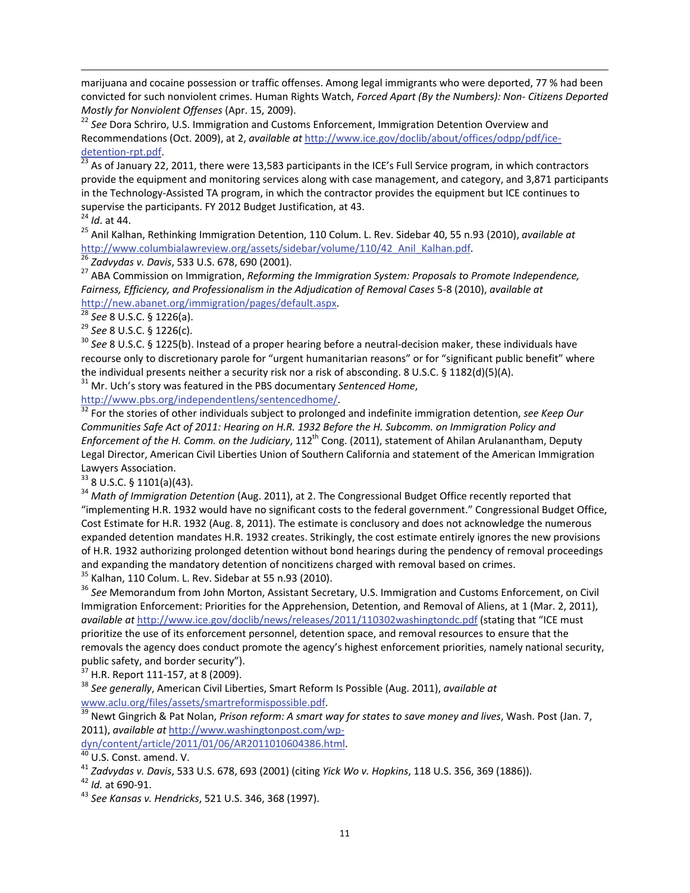marijuana and cocaine possession or traffic offenses. Among legal immigrants who were deported, 77 % had been convicted for such nonviolent crimes. Human Rights Watch, *Forced Apart (By the Numbers): Non- Citizens Deported Mostly for Nonviolent Offenses* (Apr. 15, 2009).

[22] *See* Dora Schriro, U.S. Immigration and Customs Enforcement, Immigration Detention Overview and Recommendations (Oct. 2009), at 2, *available at* http://www.ice.gov/doclib/about/offices/odpp/pdf/ice-detention-rpt.pdf.

[23] As of January 22, 2011, there were 13,583 participants in the ICE's Full Service program, in which contractors provide the equipment and monitoring services along with case management, and category, and 3,871 participants in the Technology-Assisted TA program, in which the contractor provides the equipment but ICE continues to supervise the participants. FY 2012 Budget Justification, at 43.

[24] *Id*. at 44.

[25] Anil Kalhan, Rethinking Immigration Detention, 110 Colum. L. Rev. Sidebar 40, 55 n.93 (2010), *available at* http://www.columbialawreview.org/assets/sidebar/volume/110/42_Anil_Kalhan.pdf.

[26] *Zadvydas v. Davis*, 533 U.S. 678, 690 (2001).

[27] ABA Commission on Immigration, *Reforming the Immigration System: Proposals to Promote Independence, Fairness, Efficiency, and Professionalism in the Adjudication of Removal Cases* 5-8 (2010), *available at* http://new.abanet.org/immigration/pages/default.aspx.

[28] *See* 8 U.S.C. § 1226(a).

[29] *See* 8 U.S.C. § 1226(c).

[30] *See* 8 U.S.C. § 1225(b). Instead of a proper hearing before a neutral-decision maker, these individuals have recourse only to discretionary parole for "urgent humanitarian reasons" or for "significant public benefit" where the individual presents neither a security risk nor a risk of absconding. 8 U.S.C. § 1182(d)(5)(A).

[31] Mr. Uch's story was featured in the PBS documentary *Sentenced Home*, http://www.pbs.org/independentlens/sentencedhome/.

[32] For the stories of other individuals subject to prolonged and indefinite immigration detention, *see Keep Our Communities Safe Act of 2011: Hearing on H.R. 1932 Before the H. Subcomm. on Immigration Policy and Enforcement of the H. Comm. on the Judiciary*, 112th Cong. (2011), statement of Ahilan Arulanantham, Deputy Legal Director, American Civil Liberties Union of Southern California and statement of the American Immigration Lawyers Association.

[33] 8 U.S.C. § 1101(a)(43).

[34] *Math of Immigration Detention* (Aug. 2011), at 2. The Congressional Budget Office recently reported that "implementing H.R. 1932 would have no significant costs to the federal government." Congressional Budget Office, Cost Estimate for H.R. 1932 (Aug. 8, 2011). The estimate is conclusory and does not acknowledge the numerous expanded detention mandates H.R. 1932 creates. Strikingly, the cost estimate entirely ignores the new provisions of H.R. 1932 authorizing prolonged detention without bond hearings during the pendency of removal proceedings and expanding the mandatory detention of noncitizens charged with removal based on crimes.

[35] Kalhan, 110 Colum. L. Rev. Sidebar at 55 n.93 (2010).

[36] *See* Memorandum from John Morton, Assistant Secretary, U.S. Immigration and Customs Enforcement, on Civil Immigration Enforcement: Priorities for the Apprehension, Detention, and Removal of Aliens, at 1 (Mar. 2, 2011), *available at* http://www.ice.gov/doclib/news/releases/2011/110302washingtondc.pdf (stating that "ICE must prioritize the use of its enforcement personnel, detention space, and removal resources to ensure that the removals the agency does conduct promote the agency's highest enforcement priorities, namely national security, public safety, and border security").

[37] H.R. Report 111-157, at 8 (2009).

[38] *See generally*, American Civil Liberties, Smart Reform Is Possible (Aug. 2011), *available at* www.aclu.org/files/assets/smartreformispossible.pdf.

[39] Newt Gingrich & Pat Nolan, *Prison reform: A smart way for states to save money and lives*, Wash. Post (Jan. 7, 2011), *available at* http://www.washingtonpost.com/wp-dyn/content/article/2011/01/06/AR2011010604386.html.

[40] U.S. Const. amend. V.

[41] *Zadvydas v. Davis*, 533 U.S. 678, 693 (2001) (citing *Yick Wo v. Hopkins*, 118 U.S. 356, 369 (1886)).

[42] *Id.* at 690-91.

[43] *See Kansas v. Hendricks*, 521 U.S. 346, 368 (1997).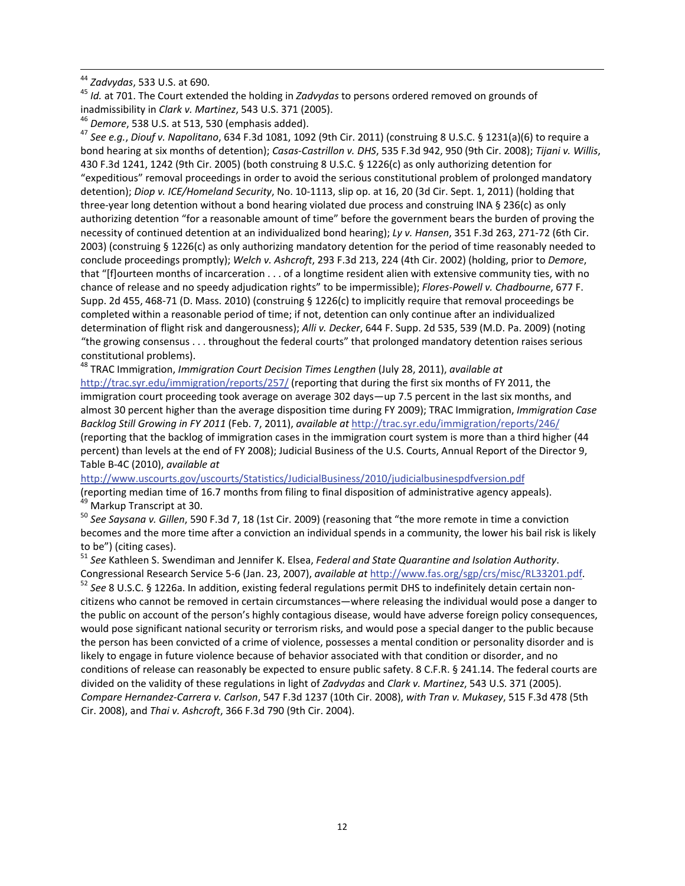[44] *Zadvydas*, 533 U.S. at 690.

[45] *Id.* at 701. The Court extended the holding in *Zadvydas* to persons ordered removed on grounds of inadmissibility in *Clark v. Martinez*, 543 U.S. 371 (2005).

[46] *Demore*, 538 U.S. at 513, 530 (emphasis added).

[47] *See e.g.*, *Diouf v. Napolitano*, 634 F.3d 1081, 1092 (9th Cir. 2011) (construing 8 U.S.C. § 1231(a)(6) to require a bond hearing at six months of detention); *Casas-Castrillon v. DHS*, 535 F.3d 942, 950 (9th Cir. 2008); *Tijani v. Willis*, 430 F.3d 1241, 1242 (9th Cir. 2005) (both construing 8 U.S.C. § 1226(c) as only authorizing detention for "expeditious" removal proceedings in order to avoid the serious constitutional problem of prolonged mandatory detention); *Diop v. ICE/Homeland Security*, No. 10-1113, slip op. at 16, 20 (3d Cir. Sept. 1, 2011) (holding that three-year long detention without a bond hearing violated due process and construing INA § 236(c) as only authorizing detention "for a reasonable amount of time" before the government bears the burden of proving the necessity of continued detention at an individualized bond hearing); *Ly v. Hansen*, 351 F.3d 263, 271-72 (6th Cir. 2003) (construing § 1226(c) as only authorizing mandatory detention for the period of time reasonably needed to conclude proceedings promptly); *Welch v. Ashcroft*, 293 F.3d 213, 224 (4th Cir. 2002) (holding, prior to *Demore*, that "[f]ourteen months of incarceration . . . of a longtime resident alien with extensive community ties, with no chance of release and no speedy adjudication rights" to be impermissible); *Flores-Powell v. Chadbourne*, 677 F. Supp. 2d 455, 468-71 (D. Mass. 2010) (construing § 1226(c) to implicitly require that removal proceedings be completed within a reasonable period of time; if not, detention can only continue after an individualized determination of flight risk and dangerousness); *Alli v. Decker*, 644 F. Supp. 2d 535, 539 (M.D. Pa. 2009) (noting "the growing consensus . . . throughout the federal courts" that prolonged mandatory detention raises serious constitutional problems).

[48] TRAC Immigration, *Immigration Court Decision Times Lengthen* (July 28, 2011), *available at* http://trac.syr.edu/immigration/reports/257/ (reporting that during the first six months of FY 2011, the immigration court proceeding took average on average 302 days—up 7.5 percent in the last six months, and almost 30 percent higher than the average disposition time during FY 2009); TRAC Immigration, *Immigration Case Backlog Still Growing in FY 2011* (Feb. 7, 2011), *available at* http://trac.syr.edu/immigration/reports/246/ (reporting that the backlog of immigration cases in the immigration court system is more than a third higher (44 percent) than levels at the end of FY 2008); Judicial Business of the U.S. Courts, Annual Report of the Director 9, Table B-4C (2010), *available at* http://www.uscourts.gov/uscourts/Statistics/JudicialBusiness/2010/judicialbusinespdfversion.pdf (reporting median time of 16.7 months from filing to final disposition of administrative agency appeals).

[49] Markup Transcript at 30.

[50] *See Saysana v. Gillen*, 590 F.3d 7, 18 (1st Cir. 2009) (reasoning that "the more remote in time a conviction becomes and the more time after a conviction an individual spends in a community, the lower his bail risk is likely to be") (citing cases).

[51] *See* Kathleen S. Swendiman and Jennifer K. Elsea, *Federal and State Quarantine and Isolation Authority*. Congressional Research Service 5-6 (Jan. 23, 2007), *available at* http://www.fas.org/sgp/crs/misc/RL33201.pdf.

[52] *See* 8 U.S.C. § 1226a. In addition, existing federal regulations permit DHS to indefinitely detain certain non-citizens who cannot be removed in certain circumstances—where releasing the individual would pose a danger to the public on account of the person's highly contagious disease, would have adverse foreign policy consequences, would pose significant national security or terrorism risks, and would pose a special danger to the public because the person has been convicted of a crime of violence, possesses a mental condition or personality disorder and is likely to engage in future violence because of behavior associated with that condition or disorder, and no conditions of release can reasonably be expected to ensure public safety. 8 C.F.R. § 241.14. The federal courts are divided on the validity of these regulations in light of *Zadvydas* and *Clark v. Martinez*, 543 U.S. 371 (2005). *Compare Hernandez-Carrera v. Carlson*, 547 F.3d 1237 (10th Cir. 2008), *with Tran v. Mukasey*, 515 F.3d 478 (5th Cir. 2008), and *Thai v. Ashcroft*, 366 F.3d 790 (9th Cir. 2004).